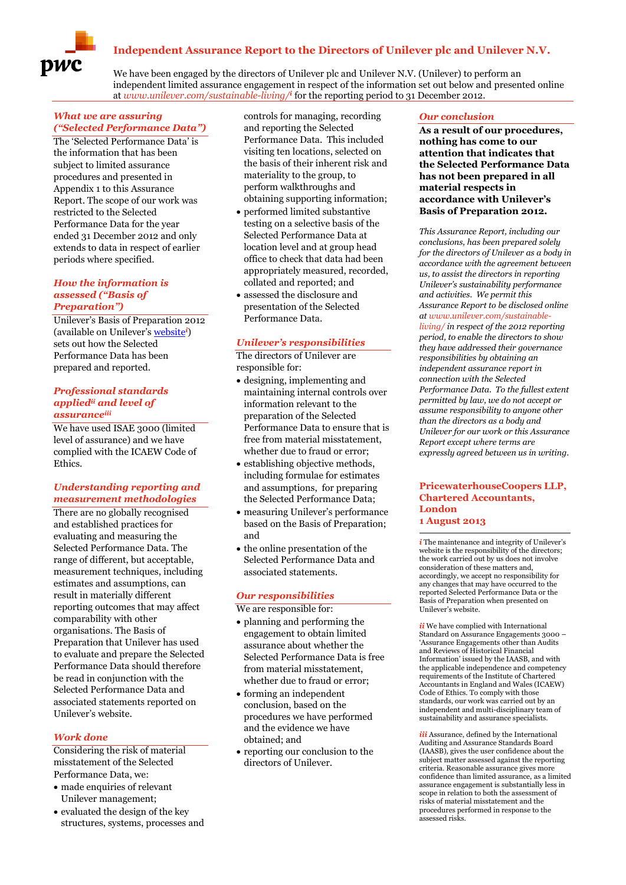# Independent Assurance Report to the Directors of Unilever plc and Unilever N.V.

We have been engaged by the directors of Unilever plc and Unilever N.V. (Unilever) to perform an independent limited assurance engagement in respect of the information set out below and presented online at *www.unilever.com/sustainable-living/*[i] for the reporting period to 31 December 2012.

## *What we are assuring ("Selected Performance Data")*

The 'Selected Performance Data' is the information that has been subject to limited assurance procedures and presented in Appendix 1 to this Assurance Report. The scope of our work was restricted to the Selected Performance Data for the year ended 31 December 2012 and only extends to data in respect of earlier periods where specified.

## *How the information is assessed ("Basis of Preparation")*

Unilever's Basis of Preparation 2012 (available on Unilever's website[i]) sets out how the Selected Performance Data has been prepared and reported.

## *Professional standards applied[ii] and level of assurance[iii]*

We have used ISAE 3000 (limited level of assurance) and we have complied with the ICAEW Code of Ethics.

## *Understanding reporting and measurement methodologies*

There are no globally recognised and established practices for evaluating and measuring the Selected Performance Data. The range of different, but acceptable, measurement techniques, including estimates and assumptions, can result in materially different reporting outcomes that may affect comparability with other organisations. The Basis of Preparation that Unilever has used to evaluate and prepare the Selected Performance Data should therefore be read in conjunction with the Selected Performance Data and associated statements reported on Unilever's website.

## *Work done*

Considering the risk of material misstatement of the Selected Performance Data, we:

- made enquiries of relevant Unilever management;
- evaluated the design of the key structures, systems, processes and controls for managing, recording and reporting the Selected Performance Data. This included visiting ten locations, selected on the basis of their inherent risk and materiality to the group, to perform walkthroughs and obtaining supporting information;
- performed limited substantive testing on a selective basis of the Selected Performance Data at location level and at group head office to check that data had been appropriately measured, recorded, collated and reported; and
- assessed the disclosure and presentation of the Selected Performance Data.

## *Unilever's responsibilities*

The directors of Unilever are responsible for:

- designing, implementing and maintaining internal controls over information relevant to the preparation of the Selected Performance Data to ensure that is free from material misstatement, whether due to fraud or error;
- establishing objective methods, including formulae for estimates and assumptions, for preparing the Selected Performance Data;
- measuring Unilever's performance based on the Basis of Preparation; and
- the online presentation of the Selected Performance Data and associated statements.

## *Our responsibilities*

We are responsible for:

- planning and performing the engagement to obtain limited assurance about whether the Selected Performance Data is free from material misstatement, whether due to fraud or error;
- forming an independent conclusion, based on the procedures we have performed and the evidence we have obtained; and
- reporting our conclusion to the directors of Unilever.

## *Our conclusion*

**As a result of our procedures, nothing has come to our attention that indicates that the Selected Performance Data has not been prepared in all material respects in accordance with Unilever's Basis of Preparation 2012.**

*This Assurance Report, including our conclusions, has been prepared solely for the directors of Unilever as a body in accordance with the agreement between us, to assist the directors in reporting Unilever's sustainability performance and activities. We permit this Assurance Report to be disclosed online at www.unilever.com/sustainable-living/ in respect of the 2012 reporting period, to enable the directors to show they have addressed their governance responsibilities by obtaining an independent assurance report in connection with the Selected Performance Data. To the fullest extent permitted by law, we do not accept or assume responsibility to anyone other than the directors as a body and Unilever for our work or this Assurance Report except where terms are expressly agreed between us in writing.*

**PricewaterhouseCoopers LLP,**
**Chartered Accountants,**
**London**
**1 August 2013**

*i* The maintenance and integrity of Unilever's website is the responsibility of the directors; the work carried out by us does not involve consideration of these matters and, accordingly, we accept no responsibility for any changes that may have occurred to the reported Selected Performance Data or the Basis of Preparation when presented on Unilever's website.

*ii* We have complied with International Standard on Assurance Engagements 3000 – 'Assurance Engagements other than Audits and Reviews of Historical Financial Information' issued by the IAASB, and with the applicable independence and competency requirements of the Institute of Chartered Accountants in England and Wales (ICAEW) Code of Ethics. To comply with those standards, our work was carried out by an independent and multi-disciplinary team of sustainability and assurance specialists.

*iii* Assurance, defined by the International Auditing and Assurance Standards Board (IAASB), gives the user confidence about the subject matter assessed against the reporting criteria. Reasonable assurance gives more confidence than limited assurance, as a limited assurance engagement is substantially less in scope in relation to both the assessment of risks of material misstatement and the procedures performed in response to the assessed risks.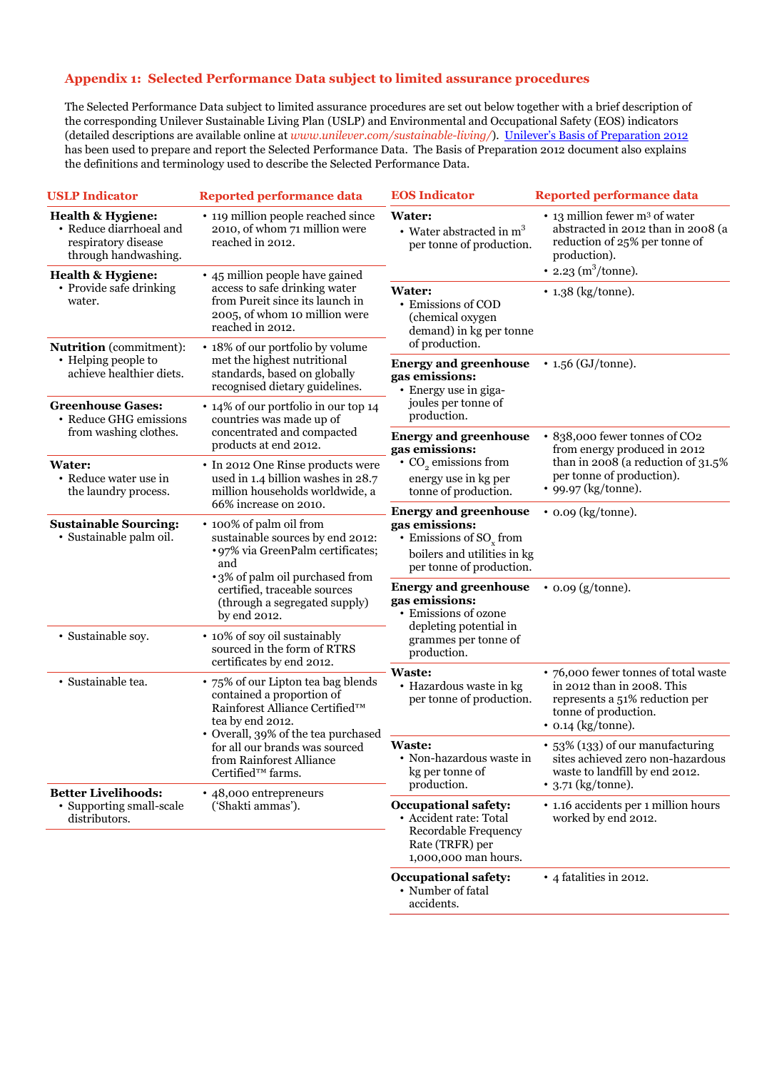## Appendix 1: Selected Performance Data subject to limited assurance procedures

The Selected Performance Data subject to limited assurance procedures are set out below together with a brief description of the corresponding Unilever Sustainable Living Plan (USLP) and Environmental and Occupational Safety (EOS) indicators (detailed descriptions are available online at *www.unilever.com/sustainable-living/*). Unilever's Basis of Preparation 2012 has been used to prepare and report the Selected Performance Data. The Basis of Preparation 2012 document also explains the definitions and terminology used to describe the Selected Performance Data.

| USLP Indicator | Reported performance data |
|---|---|
| **Health & Hygiene:** • Reduce diarrhoeal and respiratory disease through handwashing. | • 119 million people reached since 2010, of whom 71 million were reached in 2012. |
| **Health & Hygiene:** • Provide safe drinking water. | • 45 million people have gained access to safe drinking water from Pureit since its launch in 2005, of whom 10 million were reached in 2012. |
| **Nutrition** (commitment): • Helping people to achieve healthier diets. | • 18% of our portfolio by volume met the highest nutritional standards, based on globally recognised dietary guidelines. |
| **Greenhouse Gases:** • Reduce GHG emissions from washing clothes. | • 14% of our portfolio in our top 14 countries was made up of concentrated and compacted products at end 2012. |
| **Water:** • Reduce water use in the laundry process. | • In 2012 One Rinse products were used in 1.4 billion washes in 28.7 million households worldwide, a 66% increase on 2010. |
| **Sustainable Sourcing:** • Sustainable palm oil. | • 100% of palm oil from sustainable sources by end 2012: • 97% via GreenPalm certificates; and • 3% of palm oil purchased from certified, traceable sources (through a segregated supply) by end 2012. |
| • Sustainable soy. | • 10% of soy oil sustainably sourced in the form of RTRS certificates by end 2012. |
| • Sustainable tea. | • 75% of our Lipton tea bag blends contained a proportion of Rainforest Alliance Certified™ tea by end 2012. • Overall, 39% of the tea purchased for all our brands was sourced from Rainforest Alliance Certified™ farms. |
| **Better Livelihoods:** • Supporting small-scale distributors. | • 48,000 entrepreneurs ('Shakti ammas'). |

| EOS Indicator | Reported performance data |
|---|---|
| **Water:** • Water abstracted in $m^3$ per tonne of production. | • 13 million fewer $m^3$ of water abstracted in 2012 than in 2008 (a reduction of 25% per tonne of production). • 2.23 ($m^3$/tonne). |
| **Water:** • Emissions of COD (chemical oxygen demand) in kg per tonne of production. | • 1.38 (kg/tonne). |
| **Energy and greenhouse gas emissions:** • Energy use in giga-joules per tonne of production. | • 1.56 (GJ/tonne). |
| **Energy and greenhouse gas emissions:** • $CO_2$ emissions from energy use in kg per tonne of production. | • 838,000 fewer tonnes of $CO_2$ from energy produced in 2012 than in 2008 (a reduction of 31.5% per tonne of production). • 99.97 (kg/tonne). |
| **Energy and greenhouse gas emissions:** • Emissions of $SO_x$ from boilers and utilities in kg per tonne of production. | • 0.09 (kg/tonne). |
| **Energy and greenhouse gas emissions:** • Emissions of ozone depleting potential in grammes per tonne of production. | • 0.09 (g/tonne). |
| **Waste:** • Hazardous waste in kg per tonne of production. | • 76,000 fewer tonnes of total waste in 2012 than in 2008. This represents a 51% reduction per tonne of production. • 0.14 (kg/tonne). |
| **Waste:** • Non-hazardous waste in kg per tonne of production. | • 53% (133) of our manufacturing sites achieved zero non-hazardous waste to landfill by end 2012. • 3.71 (kg/tonne). |
| **Occupational safety:** • Accident rate: Total Recordable Frequency Rate (TRFR) per 1,000,000 man hours. | • 1.16 accidents per 1 million hours worked by end 2012. |
| **Occupational safety:** • Number of fatal accidents. | • 4 fatalities in 2012. |